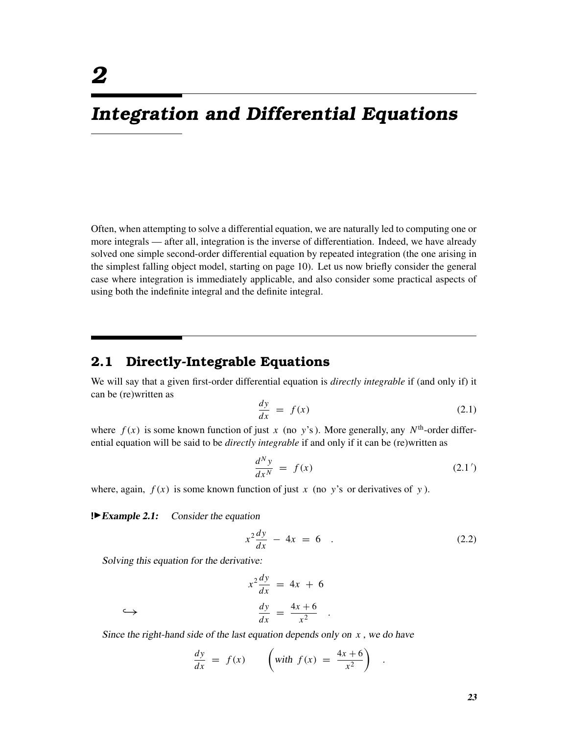# 2

# *Integration and Differential Equations*

Often, when attempting to solve a differential equation, we are naturally led to computing one or more integrals — after all, integration is the inverse of differentiation. Indeed, we have already solved one simple second-order differential equation by repeated integration (the one arising in the simplest falling object model, starting on page 10). Let us now briefly consider the general case where integration is immediately applicable, and also consider some practical aspects of using both the indefinite integral and the definite integral.

## 2.1 Directly-Integrable Equations

We will say that a given first-order differential equation is *directly integrable* if (and only if) it can be (re)written as

$$\frac{dy}{dx} = f(x) \tag{2.1}$$

where $f(x)$ is some known function of just $x$ (no $y$'s). More generally, any $N^{\text{th}}$-order differential equation will be said to be *directly integrable* if and only if it can be (re)written as

$$\frac{d^N y}{dx^N} = f(x) \tag{2.1$'$}$$

where, again, $f(x)$ is some known function of just $x$ (no $y$'s or derivatives of $y$).

**!►*Example 2.1:*** *Consider the equation*

$$x^2 \frac{dy}{dx} - 4x = 6 \quad . \tag{2.2}$$

*Solving this equation for the derivative:*

$$x^2 \frac{dy}{dx} = 4x + 6$$

$$\hookrightarrow \qquad \frac{dy}{dx} = \frac{4x + 6}{x^2} \quad .$$

*Since the right-hand side of the last equation depends only on $x$, we do have*

$$\frac{dy}{dx} = f(x) \qquad \left( \textit{with } f(x) = \frac{4x+6}{x^2} \right) \quad .$$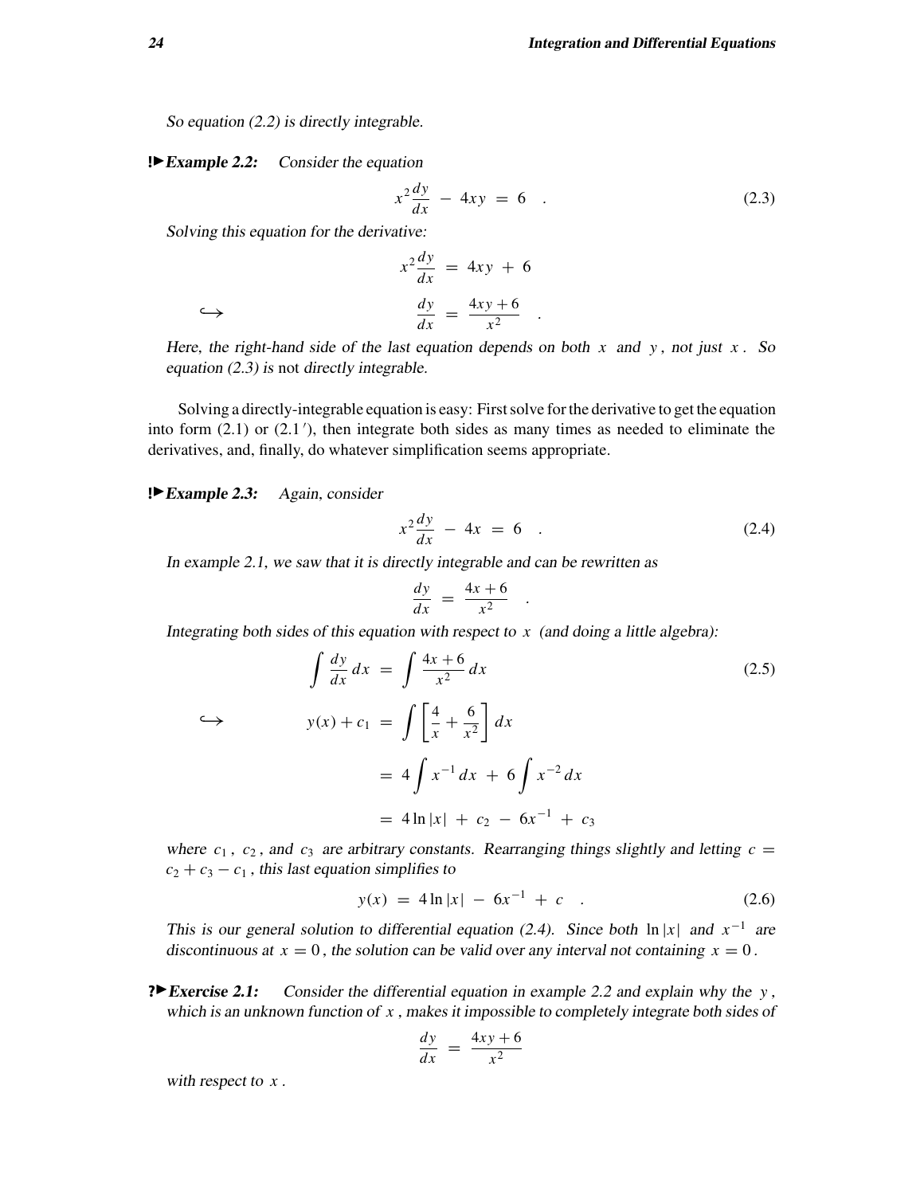*So equation (2.2) is directly integrable.*

**!▶ Example 2.2:** *Consider the equation*

$$x^2 \frac{dy}{dx} - 4xy = 6 \quad . \tag{2.3}$$

*Solving this equation for the derivative:*

$$x^2 \frac{dy}{dx} = 4xy + 6$$

$$\hookrightarrow \qquad \frac{dy}{dx} = \frac{4xy + 6}{x^2} \quad .$$

*Here, the right-hand side of the last equation depends on both $x$ and $y$, not just $x$. So equation (2.3) is* not *directly integrable.*

Solving a directly-integrable equation is easy: First solve for the derivative to get the equation into form (2.1) or (2.1′), then integrate both sides as many times as needed to eliminate the derivatives, and, finally, do whatever simplification seems appropriate.

**!▶ Example 2.3:** *Again, consider*

$$x^2 \frac{dy}{dx} - 4x = 6 \quad . \tag{2.4}$$

*In example 2.1, we saw that it is directly integrable and can be rewritten as*

$$\frac{dy}{dx} = \frac{4x + 6}{x^2} \quad .$$

*Integrating both sides of this equation with respect to $x$ (and doing a little algebra):*

$$\int \frac{dy}{dx}\, dx = \int \frac{4x + 6}{x^2}\, dx \tag{2.5}$$

$$\hookrightarrow \qquad y(x) + c_1 = \int \left[ \frac{4}{x} + \frac{6}{x^2} \right] dx$$

$$= 4 \int x^{-1}\, dx + 6 \int x^{-2}\, dx$$

$$= 4 \ln|x| + c_2 - 6x^{-1} + c_3$$

*where $c_1$, $c_2$, and $c_3$ are arbitrary constants. Rearranging things slightly and letting $c = c_2 + c_3 - c_1$, this last equation simplifies to*

$$y(x) = 4 \ln|x| - 6x^{-1} + c \quad . \tag{2.6}$$

*This is our general solution to differential equation (2.4). Since both $\ln|x|$ and $x^{-1}$ are discontinuous at $x = 0$, the solution can be valid over any interval not containing $x = 0$.*

**?▶ Exercise 2.1:** *Consider the differential equation in example 2.2 and explain why the $y$, which is an unknown function of $x$, makes it impossible to completely integrate both sides of*

$$\frac{dy}{dx} = \frac{4xy + 6}{x^2}$$

*with respect to $x$.*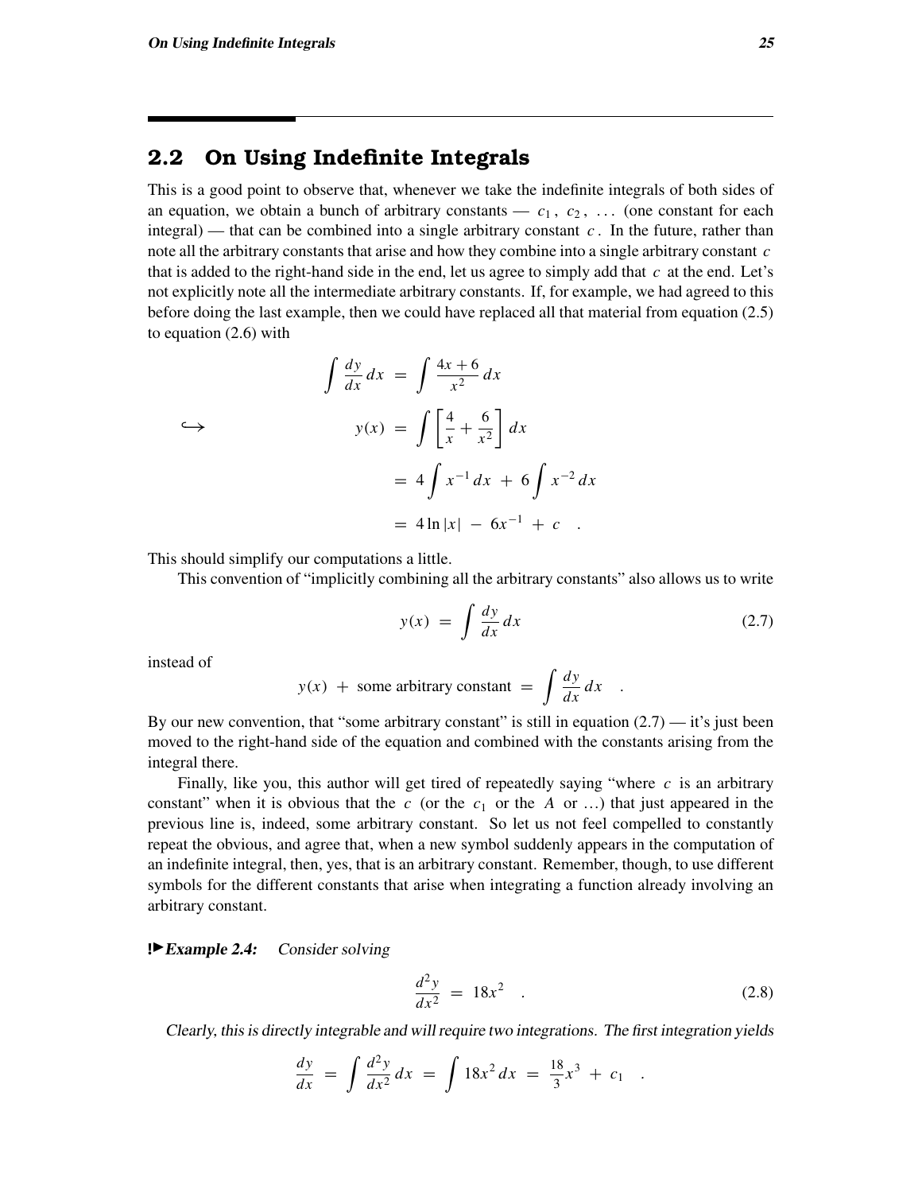## 2.2 On Using Indefinite Integrals

This is a good point to observe that, whenever we take the indefinite integrals of both sides of an equation, we obtain a bunch of arbitrary constants — $c_1$, $c_2$, ... (one constant for each integral) — that can be combined into a single arbitrary constant $c$. In the future, rather than note all the arbitrary constants that arise and how they combine into a single arbitrary constant $c$ that is added to the right-hand side in the end, let us agree to simply add that $c$ at the end. Let's not explicitly note all the intermediate arbitrary constants. If, for example, we had agreed to this before doing the last example, then we could have replaced all that material from equation (2.5) to equation (2.6) with

$$
\begin{aligned}
\int \frac{dy}{dx}\,dx &= \int \frac{4x+6}{x^2}\,dx \\
\hookrightarrow \qquad y(x) &= \int \left[\frac{4}{x} + \frac{6}{x^2}\right] dx \\
&= 4\int x^{-1}\,dx \;+\; 6\int x^{-2}\,dx \\
&= 4\ln|x| \;-\; 6x^{-1} \;+\; c \quad .
\end{aligned}
$$

This should simplify our computations a little.

This convention of "implicitly combining all the arbitrary constants" also allows us to write

$$
y(x) \;=\; \int \frac{dy}{dx}\,dx \tag{2.7}
$$

instead of

$$
y(x) \;+\; \text{some arbitrary constant} \;=\; \int \frac{dy}{dx}\,dx \quad .
$$

By our new convention, that "some arbitrary constant" is still in equation (2.7) — it's just been moved to the right-hand side of the equation and combined with the constants arising from the integral there.

Finally, like you, this author will get tired of repeatedly saying "where $c$ is an arbitrary constant" when it is obvious that the $c$ (or the $c_1$ or the $A$ or ...) that just appeared in the previous line is, indeed, some arbitrary constant. So let us not feel compelled to constantly repeat the obvious, and agree that, when a new symbol suddenly appears in the computation of an indefinite integral, then, yes, that is an arbitrary constant. Remember, though, to use different symbols for the different constants that arise when integrating a function already involving an arbitrary constant.

**!▶Example 2.4:** *Consider solving*

$$
\frac{d^2y}{dx^2} \;=\; 18x^2 \quad . \tag{2.8}
$$

*Clearly, this is directly integrable and will require two integrations. The first integration yields*

$$
\frac{dy}{dx} \;=\; \int \frac{d^2y}{dx^2}\,dx \;=\; \int 18x^2\,dx \;=\; \frac{18}{3}x^3 \;+\; c_1 \quad .
$$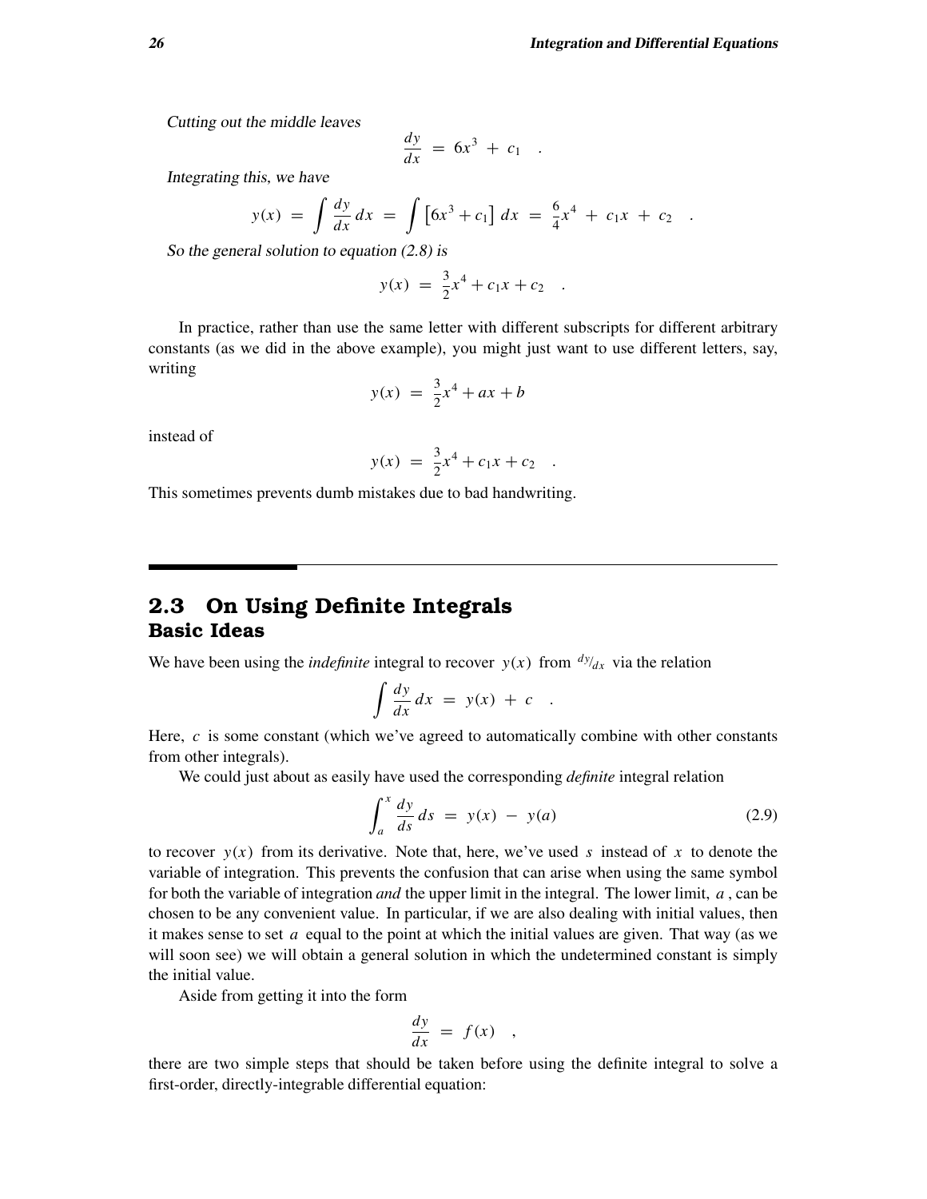*Cutting out the middle leaves*

$$\frac{dy}{dx} = 6x^3 + c_1 \quad .$$

*Integrating this, we have*

$$y(x) = \int \frac{dy}{dx}\,dx = \int \left[6x^3 + c_1\right] dx = \frac{6}{4}x^4 + c_1 x + c_2 \quad .$$

*So the general solution to equation (2.8) is*

$$y(x) = \frac{3}{2}x^4 + c_1 x + c_2 \quad .$$

In practice, rather than use the same letter with different subscripts for different arbitrary constants (as we did in the above example), you might just want to use different letters, say, writing

$$y(x) = \frac{3}{2}x^4 + ax + b$$

instead of

$$y(x) = \frac{3}{2}x^4 + c_1 x + c_2 \quad .$$

This sometimes prevents dumb mistakes due to bad handwriting.

## 2.3 On Using Definite Integrals

### Basic Ideas

We have been using the *indefinite* integral to recover $y(x)$ from $dy/dx$ via the relation

$$\int \frac{dy}{dx}\,dx = y(x) + c \quad .$$

Here, $c$ is some constant (which we've agreed to automatically combine with other constants from other integrals).

We could just about as easily have used the corresponding *definite* integral relation

$$\int_a^x \frac{dy}{ds}\,ds = y(x) - y(a) \tag{2.9}$$

to recover $y(x)$ from its derivative. Note that, here, we've used $s$ instead of $x$ to denote the variable of integration. This prevents the confusion that can arise when using the same symbol for both the variable of integration *and* the upper limit in the integral. The lower limit, $a$, can be chosen to be any convenient value. In particular, if we are also dealing with initial values, then it makes sense to set $a$ equal to the point at which the initial values are given. That way (as we will soon see) we will obtain a general solution in which the undetermined constant is simply the initial value.

Aside from getting it into the form

$$\frac{dy}{dx} = f(x) \quad ,$$

there are two simple steps that should be taken before using the definite integral to solve a first-order, directly-integrable differential equation: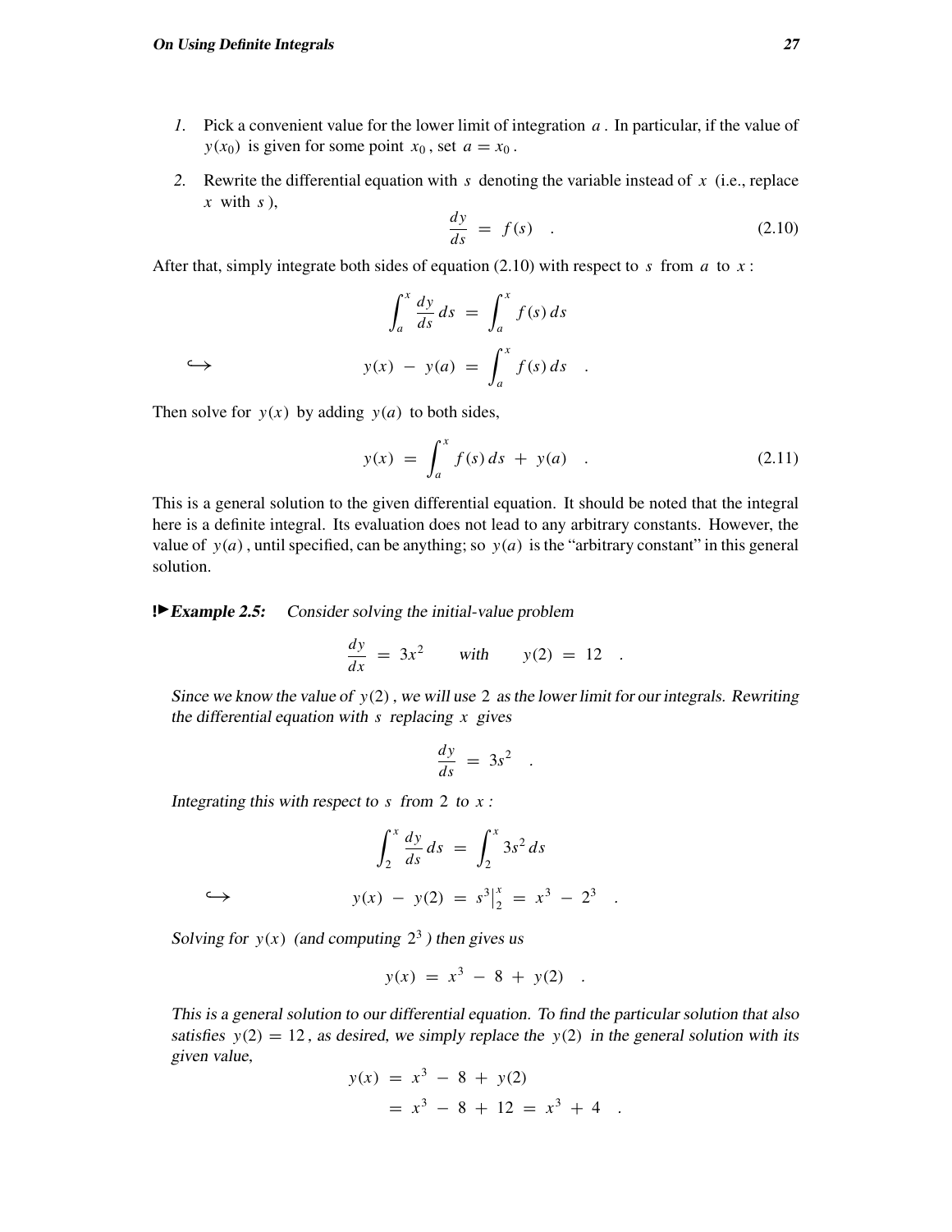1. Pick a convenient value for the lower limit of integration $a$. In particular, if the value of $y(x_0)$ is given for some point $x_0$, set $a = x_0$.

2. Rewrite the differential equation with $s$ denoting the variable instead of $x$ (i.e., replace $x$ with $s$),

$$\frac{dy}{ds} = f(s) \quad . \tag{2.10}$$

After that, simply integrate both sides of equation (2.10) with respect to $s$ from $a$ to $x$:

$$\int_a^x \frac{dy}{ds}\,ds = \int_a^x f(s)\,ds$$

$$\hookrightarrow \qquad y(x) - y(a) = \int_a^x f(s)\,ds \quad .$$

Then solve for $y(x)$ by adding $y(a)$ to both sides,

$$y(x) = \int_a^x f(s)\,ds + y(a) \quad . \tag{2.11}$$

This is a general solution to the given differential equation. It should be noted that the integral here is a definite integral. Its evaluation does not lead to any arbitrary constants. However, the value of $y(a)$, until specified, can be anything; so $y(a)$ is the "arbitrary constant" in this general solution.

**!► *Example 2.5:*** *Consider solving the initial-value problem*

$$\frac{dy}{dx} = 3x^2 \qquad \text{with} \qquad y(2) = 12 \quad .$$

*Since we know the value of $y(2)$, we will use $2$ as the lower limit for our integrals. Rewriting the differential equation with $s$ replacing $x$ gives*

$$\frac{dy}{ds} = 3s^2 \quad .$$

*Integrating this with respect to $s$ from $2$ to $x$:*

$$\int_2^x \frac{dy}{ds}\,ds = \int_2^x 3s^2\,ds$$

$$\hookrightarrow \qquad y(x) - y(2) = s^3\Big|_2^x = x^3 - 2^3 \quad .$$

*Solving for $y(x)$ (and computing $2^3$) then gives us*

$$y(x) = x^3 - 8 + y(2) \quad .$$

*This is a general solution to our differential equation. To find the particular solution that also satisfies $y(2) = 12$, as desired, we simply replace the $y(2)$ in the general solution with its given value,*

$$\begin{aligned} y(x) &= x^3 - 8 + y(2) \\ &= x^3 - 8 + 12 = x^3 + 4 \quad . \end{aligned}$$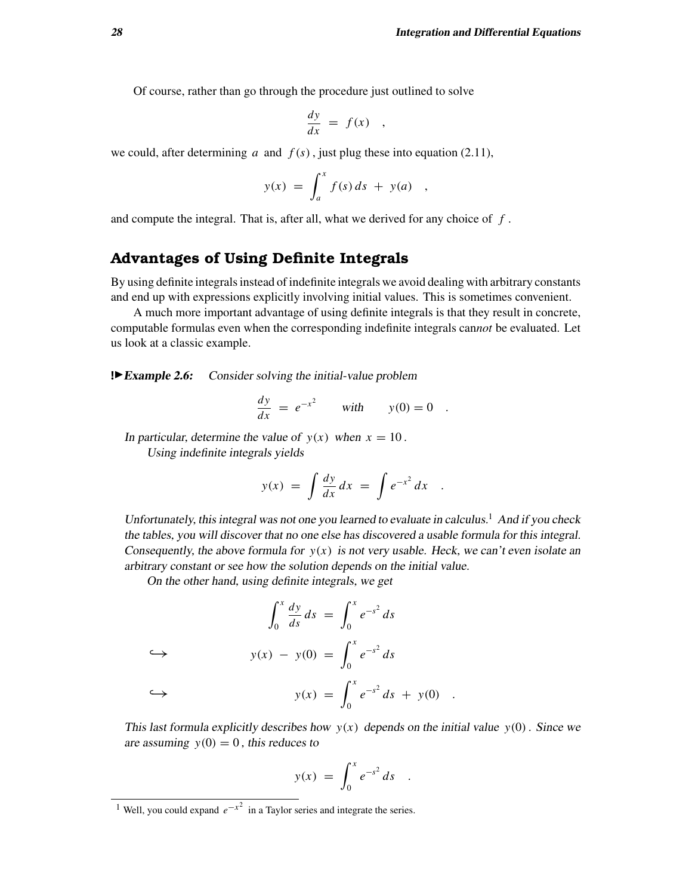Of course, rather than go through the procedure just outlined to solve

$$\frac{dy}{dx} = f(x) \quad ,$$

we could, after determining $a$ and $f(s)$, just plug these into equation (2.11),

$$y(x) = \int_a^x f(s)\, ds + y(a) \quad ,$$

and compute the integral. That is, after all, what we derived for any choice of $f$.

## Advantages of Using Definite Integrals

By using definite integrals instead of indefinite integrals we avoid dealing with arbitrary constants and end up with expressions explicitly involving initial values. This is sometimes convenient.

A much more important advantage of using definite integrals is that they result in concrete, computable formulas even when the corresponding indefinite integrals can*not* be evaluated. Let us look at a classic example.

**!►Example 2.6:** *Consider solving the initial-value problem*

$$\frac{dy}{dx} = e^{-x^2} \qquad \text{with} \qquad y(0) = 0 \quad .$$

*In particular, determine the value of $y(x)$ when $x = 10$.*

*Using indefinite integrals yields*

$$y(x) = \int \frac{dy}{dx}\, dx = \int e^{-x^2}\, dx \quad .$$

*Unfortunately, this integral was not one you learned to evaluate in calculus.*[1] *And if you check the tables, you will discover that no one else has discovered a usable formula for this integral. Consequently, the above formula for $y(x)$ is not very usable. Heck, we can't even isolate an arbitrary constant or see how the solution depends on the initial value.*

*On the other hand, using definite integrals, we get*

$$\int_0^x \frac{dy}{ds}\, ds = \int_0^x e^{-s^2}\, ds$$

$$\hookrightarrow \qquad y(x) - y(0) = \int_0^x e^{-s^2}\, ds$$

$$\hookrightarrow \qquad y(x) = \int_0^x e^{-s^2}\, ds + y(0) \quad .$$

*This last formula explicitly describes how $y(x)$ depends on the initial value $y(0)$. Since we are assuming $y(0) = 0$, this reduces to*

$$y(x) = \int_0^x e^{-s^2}\, ds \quad .$$

[1] Well, you could expand $e^{-x^2}$ in a Taylor series and integrate the series.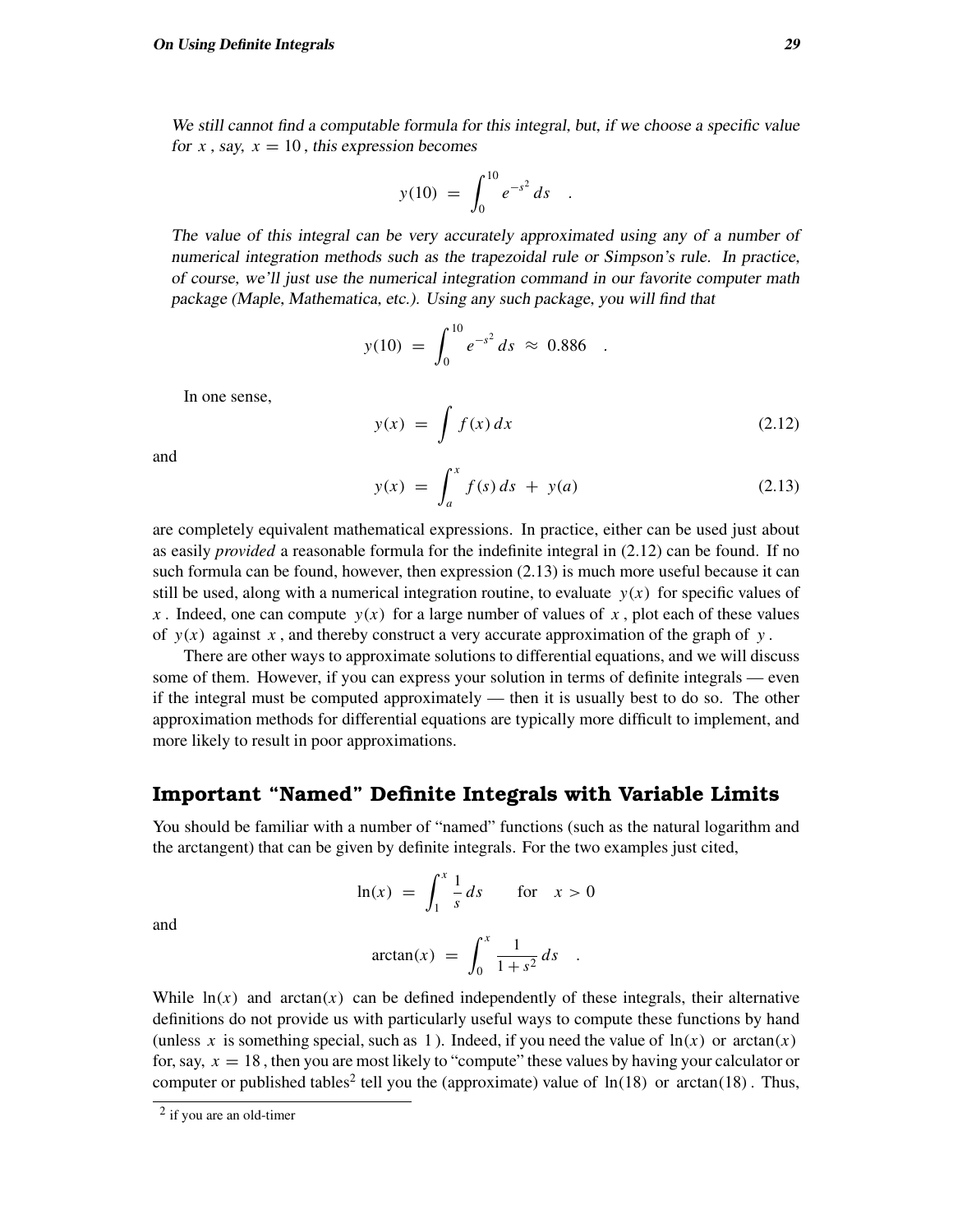*We still cannot find a computable formula for this integral, but, if we choose a specific value for $x$, say, $x = 10$, this expression becomes*

$$y(10) = \int_0^{10} e^{-s^2}\,ds \quad .$$

*The value of this integral can be very accurately approximated using any of a number of numerical integration methods such as the trapezoidal rule or Simpson's rule. In practice, of course, we'll just use the numerical integration command in our favorite computer math package (Maple, Mathematica, etc.). Using any such package, you will find that*

$$y(10) = \int_0^{10} e^{-s^2}\,ds \approx 0.886 \quad .$$

In one sense,

$$y(x) = \int f(x)\,dx \tag{2.12}$$

and

$$y(x) = \int_a^x f(s)\,ds + y(a) \tag{2.13}$$

are completely equivalent mathematical expressions. In practice, either can be used just about as easily *provided* a reasonable formula for the indefinite integral in (2.12) can be found. If no such formula can be found, however, then expression (2.13) is much more useful because it can still be used, along with a numerical integration routine, to evaluate $y(x)$ for specific values of $x$. Indeed, one can compute $y(x)$ for a large number of values of $x$, plot each of these values of $y(x)$ against $x$, and thereby construct a very accurate approximation of the graph of $y$.

There are other ways to approximate solutions to differential equations, and we will discuss some of them. However, if you can express your solution in terms of definite integrals — even if the integral must be computed approximately — then it is usually best to do so. The other approximation methods for differential equations are typically more difficult to implement, and more likely to result in poor approximations.

## Important "Named" Definite Integrals with Variable Limits

You should be familiar with a number of "named" functions (such as the natural logarithm and the arctangent) that can be given by definite integrals. For the two examples just cited,

$$\ln(x) = \int_1^x \frac{1}{s}\,ds \qquad \text{for} \quad x > 0$$

and

$$\arctan(x) = \int_0^x \frac{1}{1+s^2}\,ds \quad .$$

While $\ln(x)$ and $\arctan(x)$ can be defined independently of these integrals, their alternative definitions do not provide us with particularly useful ways to compute these functions by hand (unless $x$ is something special, such as $1$). Indeed, if you need the value of $\ln(x)$ or $\arctan(x)$ for, say, $x = 18$, then you are most likely to "compute" these values by having your calculator or computer or published tables[2] tell you the (approximate) value of $\ln(18)$ or $\arctan(18)$. Thus,

[2] if you are an old-timer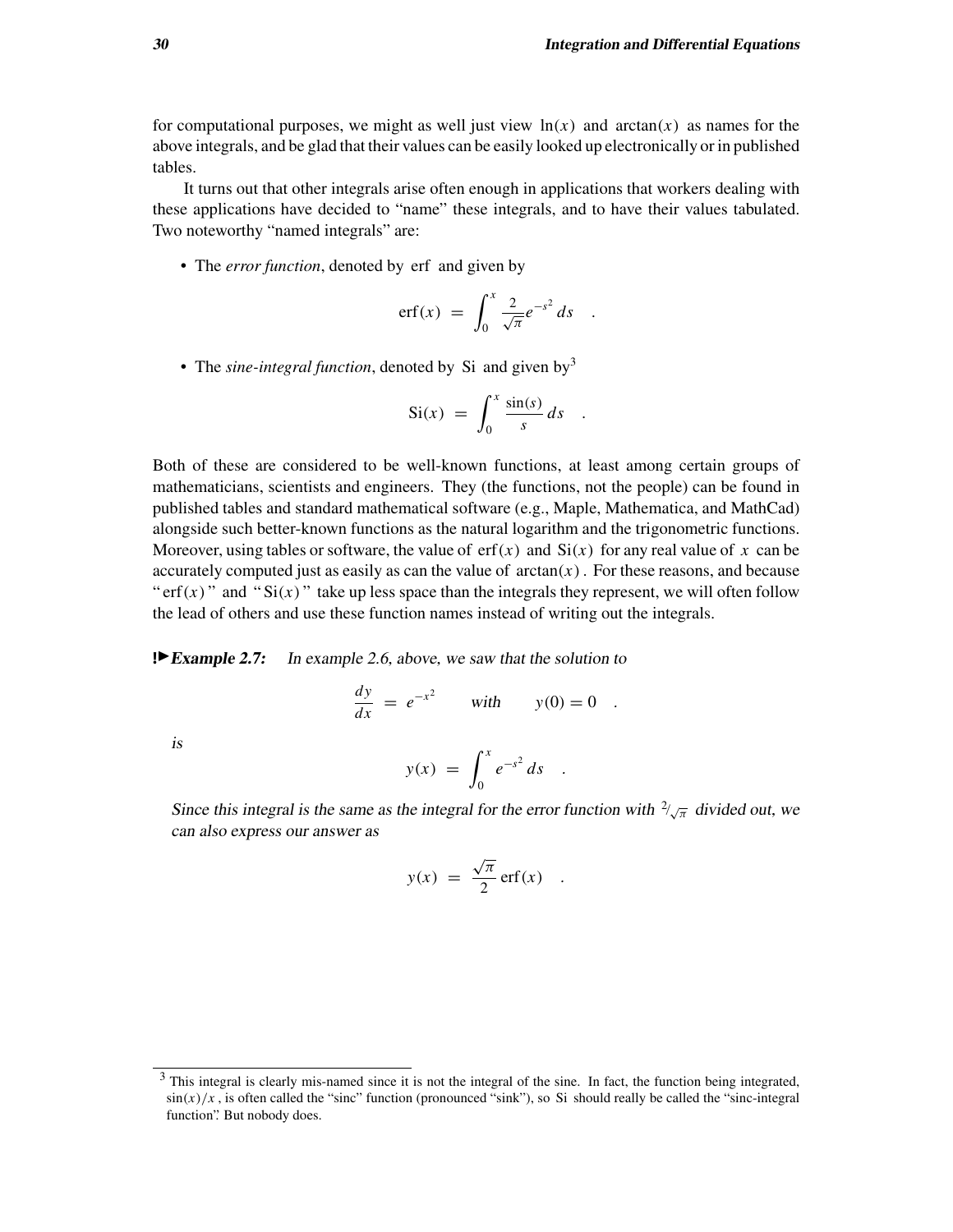for computational purposes, we might as well just view $\ln(x)$ and $\arctan(x)$ as names for the above integrals, and be glad that their values can be easily looked up electronically or in published tables.

It turns out that other integrals arise often enough in applications that workers dealing with these applications have decided to "name" these integrals, and to have their values tabulated. Two noteworthy "named integrals" are:

- The *error function*, denoted by erf and given by

$$\operatorname{erf}(x) = \int_0^x \frac{2}{\sqrt{\pi}} e^{-s^2}\, ds \quad .$$

- The *sine-integral function*, denoted by Si and given by[3]

$$\operatorname{Si}(x) = \int_0^x \frac{\sin(s)}{s}\, ds \quad .$$

Both of these are considered to be well-known functions, at least among certain groups of mathematicians, scientists and engineers. They (the functions, not the people) can be found in published tables and standard mathematical software (e.g., Maple, Mathematica, and MathCad) alongside such better-known functions as the natural logarithm and the trigonometric functions. Moreover, using tables or software, the value of $\operatorname{erf}(x)$ and $\operatorname{Si}(x)$ for any real value of $x$ can be accurately computed just as easily as can the value of $\arctan(x)$. For these reasons, and because "$\operatorname{erf}(x)$" and "$\operatorname{Si}(x)$" take up less space than the integrals they represent, we will often follow the lead of others and use these function names instead of writing out the integrals.

**!►Example 2.7:** *In example 2.6, above, we saw that the solution to*

$$\frac{dy}{dx} = e^{-x^2} \qquad \text{with} \qquad y(0) = 0 \quad .$$

*is*

$$y(x) = \int_0^x e^{-s^2}\, ds \quad .$$

*Since this integral is the same as the integral for the error function with* $2/\sqrt{\pi}$ *divided out, we can also express our answer as*

$$y(x) = \frac{\sqrt{\pi}}{2} \operatorname{erf}(x) \quad .$$

---

[3] This integral is clearly mis-named since it is not the integral of the sine. In fact, the function being integrated, $\sin(x)/x$, is often called the "sinc" function (pronounced "sink"), so Si should really be called the "sinc-integral function". But nobody does.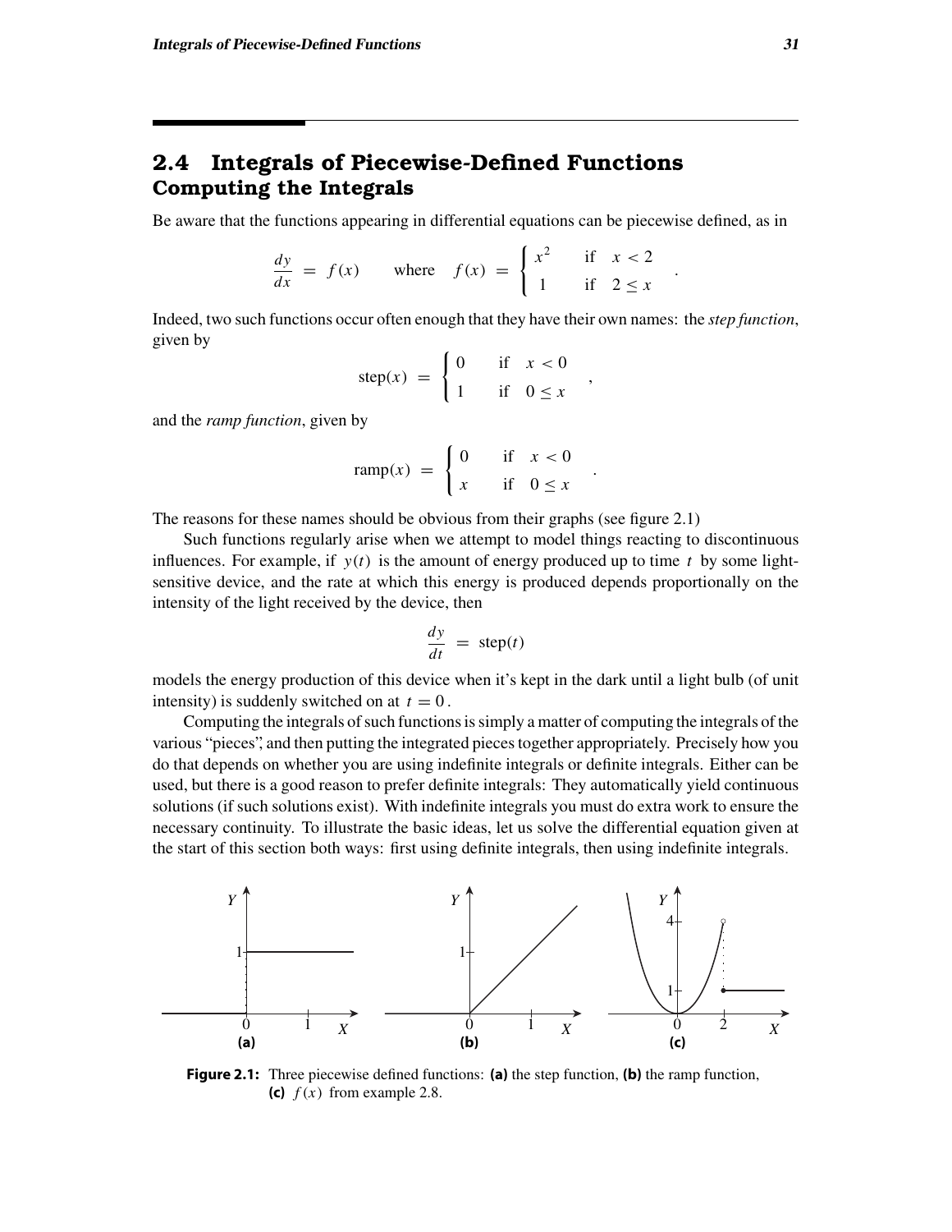## 2.4 Integrals of Piecewise-Defined Functions

### Computing the Integrals

Be aware that the functions appearing in differential equations can be piecewise defined, as in

$$\frac{dy}{dx} = f(x) \qquad \text{where} \quad f(x) = \begin{cases} x^2 & \text{if} \quad x < 2 \\ 1 & \text{if} \quad 2 \leq x \end{cases} \quad .$$

Indeed, two such functions occur often enough that they have their own names: the *step function*, given by

$$\text{step}(x) = \begin{cases} 0 & \text{if} \quad x < 0 \\ 1 & \text{if} \quad 0 \leq x \end{cases} \quad ,$$

and the *ramp function*, given by

$$\text{ramp}(x) = \begin{cases} 0 & \text{if} \quad x < 0 \\ x & \text{if} \quad 0 \leq x \end{cases} \quad .$$

The reasons for these names should be obvious from their graphs (see figure 2.1)

Such functions regularly arise when we attempt to model things reacting to discontinuous influences. For example, if $y(t)$ is the amount of energy produced up to time $t$ by some light-sensitive device, and the rate at which this energy is produced depends proportionally on the intensity of the light received by the device, then

$$\frac{dy}{dt} = \text{step}(t)$$

models the energy production of this device when it's kept in the dark until a light bulb (of unit intensity) is suddenly switched on at $t = 0$.

Computing the integrals of such functions is simply a matter of computing the integrals of the various "pieces", and then putting the integrated pieces together appropriately. Precisely how you do that depends on whether you are using indefinite integrals or definite integrals. Either can be used, but there is a good reason to prefer definite integrals: They automatically yield continuous solutions (if such solutions exist). With indefinite integrals you must do extra work to ensure the necessary continuity. To illustrate the basic ideas, let us solve the differential equation given at the start of this section both ways: first using definite integrals, then using indefinite integrals.

**Figure 2.1:** Three piecewise defined functions: **(a)** the step function, **(b)** the ramp function, **(c)** $f(x)$ from example 2.8.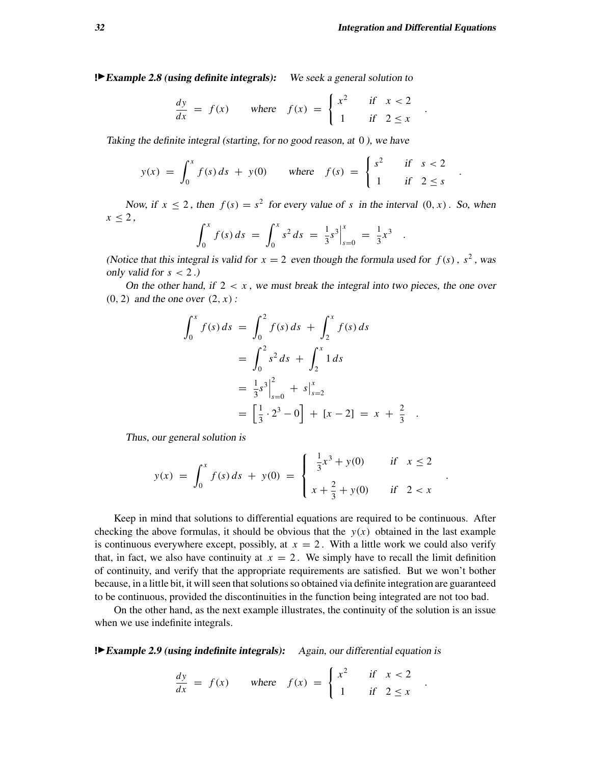**!▶Example 2.8 (using definite integrals):** *We seek a general solution to*

$$\frac{dy}{dx} = f(x) \qquad \text{where} \quad f(x) = \begin{cases} x^2 & \text{if} \quad x < 2 \\ 1 & \text{if} \quad 2 \leq x \end{cases} \quad .$$

*Taking the definite integral (starting, for no good reason, at* $0$ *), we have*

$$y(x) = \int_0^x f(s)\,ds + y(0) \qquad \text{where} \quad f(s) = \begin{cases} s^2 & \text{if} \quad s < 2 \\ 1 & \text{if} \quad 2 \leq s \end{cases} \quad .$$

*Now, if* $x \leq 2$ *, then* $f(s) = s^2$ *for every value of* $s$ *in the interval* $(0, x)$ *. So, when* $x \leq 2$ *,*

$$\int_0^x f(s)\,ds = \int_0^x s^2\,ds = \left.\frac{1}{3}s^3\right|_{s=0}^{x} = \frac{1}{3}x^3 \quad .$$

*(Notice that this integral is valid for* $x = 2$ *even though the formula used for* $f(s)$ *,* $s^2$ *, was only valid for* $s < 2$ *.)*

*On the other hand, if* $2 < x$ *, we must break the integral into two pieces, the one over* $(0, 2)$ *and the one over* $(2, x)$ *:*

$$\begin{aligned}
\int_0^x f(s)\,ds &= \int_0^2 f(s)\,ds + \int_2^x f(s)\,ds \\
&= \int_0^2 s^2\,ds + \int_2^x 1\,ds \\
&= \left.\frac{1}{3}s^3\right|_{s=0}^{2} + \left.s\right|_{s=2}^{x} \\
&= \left[\frac{1}{3} \cdot 2^3 - 0\right] + [x - 2] = x + \frac{2}{3} \quad .
\end{aligned}$$

*Thus, our general solution is*

$$y(x) = \int_0^x f(s)\,ds + y(0) = \begin{cases} \frac{1}{3}x^3 + y(0) & \text{if} \quad x \leq 2 \\ x + \frac{2}{3} + y(0) & \text{if} \quad 2 < x \end{cases} \quad .$$

Keep in mind that solutions to differential equations are required to be continuous. After checking the above formulas, it should be obvious that the $y(x)$ obtained in the last example is continuous everywhere except, possibly, at $x = 2$. With a little work we could also verify that, in fact, we also have continuity at $x = 2$. We simply have to recall the limit definition of continuity, and verify that the appropriate requirements are satisfied. But we won't bother because, in a little bit, it will seen that solutions so obtained via definite integration are guaranteed to be continuous, provided the discontinuities in the function being integrated are not too bad.

On the other hand, as the next example illustrates, the continuity of the solution is an issue when we use indefinite integrals.

**!▶Example 2.9 (using indefinite integrals):** *Again, our differential equation is*

$$\frac{dy}{dx} = f(x) \qquad \text{where} \quad f(x) = \begin{cases} x^2 & \text{if} \quad x < 2 \\ 1 & \text{if} \quad 2 \leq x \end{cases} \quad .$$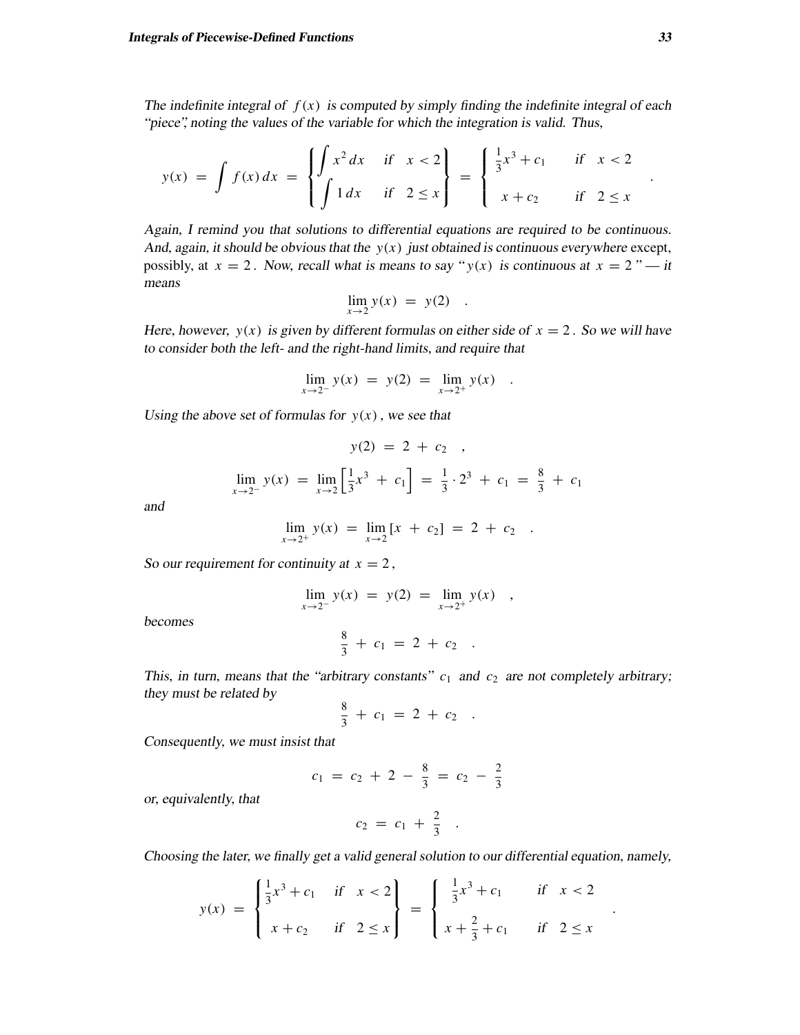*The indefinite integral of $f(x)$ is computed by simply finding the indefinite integral of each "piece", noting the values of the variable for which the integration is valid. Thus,*

$$
y(x) = \int f(x)\,dx = \left\{ \begin{array}{ll} \displaystyle\int x^2\,dx & \text{if} \quad x < 2 \\ \displaystyle\int 1\,dx & \text{if} \quad 2 \le x \end{array} \right\} = \left\{ \begin{array}{ll} \frac{1}{3}x^3 + c_1 & \text{if} \quad x < 2 \\ x + c_2 & \text{if} \quad 2 \le x \end{array} \right. .
$$

*Again, I remind you that solutions to differential equations are required to be continuous. And, again, it should be obvious that the $y(x)$ just obtained is continuous everywhere except, possibly, at $x = 2$. Now, recall what is means to say "$y(x)$ is continuous at $x = 2$" — it means*

$$
\lim_{x \to 2} y(x) = y(2) \quad .
$$

*Here, however, $y(x)$ is given by different formulas on either side of $x = 2$. So we will have to consider both the left- and the right-hand limits, and require that*

$$
\lim_{x \to 2^-} y(x) = y(2) = \lim_{x \to 2^+} y(x) \quad .
$$

*Using the above set of formulas for $y(x)$, we see that*

$$
y(2) = 2 + c_2 \quad ,
$$

$$
\lim_{x \to 2^-} y(x) = \lim_{x \to 2} \left[ \frac{1}{3}x^3 + c_1 \right] = \frac{1}{3} \cdot 2^3 + c_1 = \frac{8}{3} + c_1
$$

*and*

$$
\lim_{x \to 2^+} y(x) = \lim_{x \to 2} [x + c_2] = 2 + c_2 \quad .
$$

*So our requirement for continuity at $x = 2$,*

$$
\lim_{x \to 2^-} y(x) = y(2) = \lim_{x \to 2^+} y(x) \quad ,
$$

*becomes*

$$
\frac{8}{3} + c_1 = 2 + c_2 \quad .
$$

*This, in turn, means that the "arbitrary constants" $c_1$ and $c_2$ are not completely arbitrary; they must be related by*

$$
\frac{8}{3} + c_1 = 2 + c_2 \quad .
$$

*Consequently, we must insist that*

$$
c_1 = c_2 + 2 - \frac{8}{3} = c_2 - \frac{2}{3}
$$

*or, equivalently, that*

$$
c_2 = c_1 + \frac{2}{3} \quad .
$$

*Choosing the later, we finally get a valid general solution to our differential equation, namely,*

$$
y(x) = \left\{ \begin{array}{ll} \frac{1}{3}x^3 + c_1 & \text{if} \quad x < 2 \\ x + c_2 & \text{if} \quad 2 \le x \end{array} \right\} = \left\{ \begin{array}{ll} \frac{1}{3}x^3 + c_1 & \text{if} \quad x < 2 \\ x + \frac{2}{3} + c_1 & \text{if} \quad 2 \le x \end{array} \right. .
$$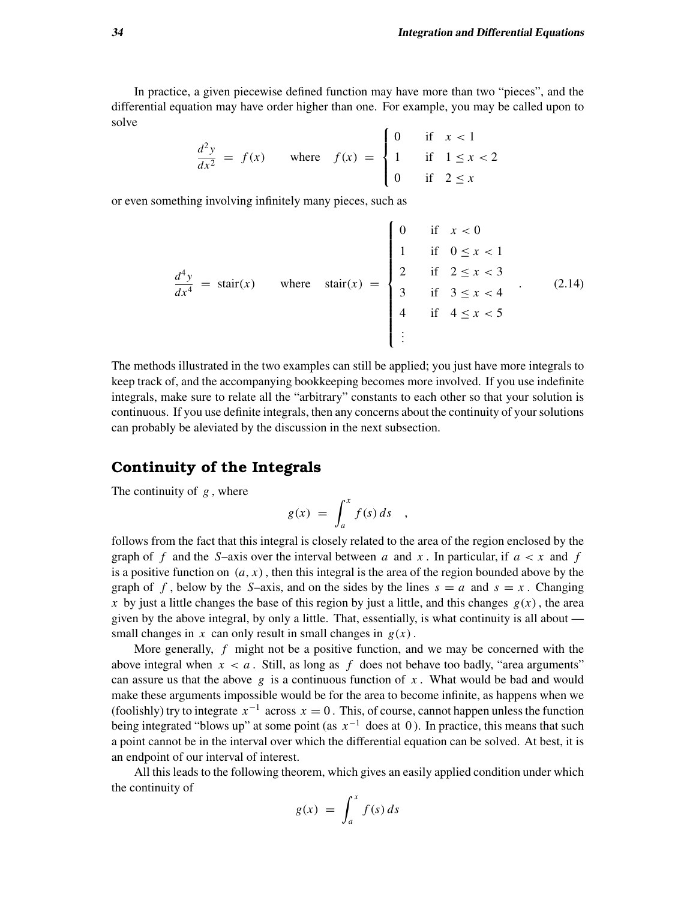In practice, a given piecewise defined function may have more than two "pieces", and the differential equation may have order higher than one. For example, you may be called upon to solve

$$\frac{d^2y}{dx^2} = f(x) \qquad \text{where} \quad f(x) = \begin{cases} 0 & \text{if} \quad x < 1 \\ 1 & \text{if} \quad 1 \le x < 2 \\ 0 & \text{if} \quad 2 \le x \end{cases}$$

or even something involving infinitely many pieces, such as

$$\frac{d^4y}{dx^4} = \text{stair}(x) \qquad \text{where} \quad \text{stair}(x) = \begin{cases} 0 & \text{if} \quad x < 0 \\ 1 & \text{if} \quad 0 \le x < 1 \\ 2 & \text{if} \quad 2 \le x < 3 \\ 3 & \text{if} \quad 3 \le x < 4 \\ 4 & \text{if} \quad 4 \le x < 5 \\ \vdots & \end{cases} \quad . \tag{2.14}$$

The methods illustrated in the two examples can still be applied; you just have more integrals to keep track of, and the accompanying bookkeeping becomes more involved. If you use indefinite integrals, make sure to relate all the "arbitrary" constants to each other so that your solution is continuous. If you use definite integrals, then any concerns about the continuity of your solutions can probably be aleviated by the discussion in the next subsection.

## Continuity of the Integrals

The continuity of $g$, where

$$g(x) = \int_a^x f(s)\,ds \quad ,$$

follows from the fact that this integral is closely related to the area of the region enclosed by the graph of $f$ and the $S$–axis over the interval between $a$ and $x$. In particular, if $a < x$ and $f$ is a positive function on $(a, x)$, then this integral is the area of the region bounded above by the graph of $f$, below by the $S$–axis, and on the sides by the lines $s = a$ and $s = x$. Changing $x$ by just a little changes the base of this region by just a little, and this changes $g(x)$, the area given by the above integral, by only a little. That, essentially, is what continuity is all about — small changes in $x$ can only result in small changes in $g(x)$.

More generally, $f$ might not be a positive function, and we may be concerned with the above integral when $x < a$. Still, as long as $f$ does not behave too badly, "area arguments" can assure us that the above $g$ is a continuous function of $x$. What would be bad and would make these arguments impossible would be for the area to become infinite, as happens when we (foolishly) try to integrate $x^{-1}$ across $x = 0$. This, of course, cannot happen unless the function being integrated "blows up" at some point (as $x^{-1}$ does at $0$). In practice, this means that such a point cannot be in the interval over which the differential equation can be solved. At best, it is an endpoint of our interval of interest.

All this leads to the following theorem, which gives an easily applied condition under which the continuity of

$$g(x) = \int_a^x f(s)\,ds$$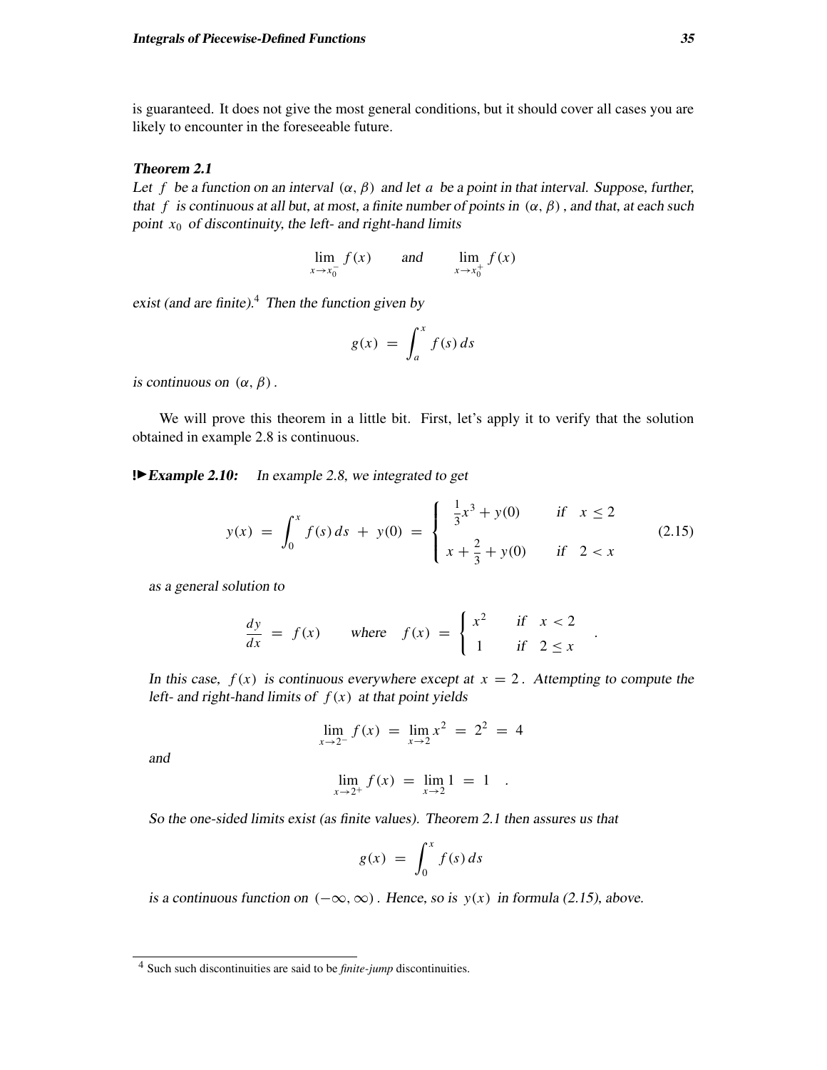is guaranteed. It does not give the most general conditions, but it should cover all cases you are likely to encounter in the foreseeable future.

### Theorem 2.1

*Let $f$ be a function on an interval $(\alpha, \beta)$ and let $a$ be a point in that interval. Suppose, further, that $f$ is continuous at all but, at most, a finite number of points in $(\alpha, \beta)$, and that, at each such point $x_0$ of discontinuity, the left- and right-hand limits*

$$\lim_{x \to x_0^-} f(x) \qquad \text{and} \qquad \lim_{x \to x_0^+} f(x)$$

*exist (and are finite).*[4] *Then the function given by*

$$g(x) = \int_a^x f(s)\,ds$$

*is continuous on $(\alpha, \beta)$.*

We will prove this theorem in a little bit. First, let's apply it to verify that the solution obtained in example 2.8 is continuous.

**!►Example 2.10:** *In example 2.8, we integrated to get*

$$y(x) = \int_0^x f(s)\,ds + y(0) = \begin{cases} \frac{1}{3}x^3 + y(0) & \text{if} \quad x \leq 2 \\ x + \frac{2}{3} + y(0) & \text{if} \quad 2 < x \end{cases} \tag{2.15}$$

*as a general solution to*

$$\frac{dy}{dx} = f(x) \qquad \text{where} \quad f(x) = \begin{cases} x^2 & \text{if} \quad x < 2 \\ 1 & \text{if} \quad 2 \leq x \end{cases} \quad .$$

*In this case, $f(x)$ is continuous everywhere except at $x = 2$. Attempting to compute the left- and right-hand limits of $f(x)$ at that point yields*

$$\lim_{x \to 2^-} f(x) = \lim_{x \to 2} x^2 = 2^2 = 4$$

*and*

$$\lim_{x \to 2^+} f(x) = \lim_{x \to 2} 1 = 1 \quad .$$

*So the one-sided limits exist (as finite values). Theorem 2.1 then assures us that*

$$g(x) = \int_0^x f(s)\,ds$$

*is a continuous function on $(-\infty, \infty)$. Hence, so is $y(x)$ in formula (2.15), above.*

---

[4] Such such discontinuities are said to be *finite-jump* discontinuities.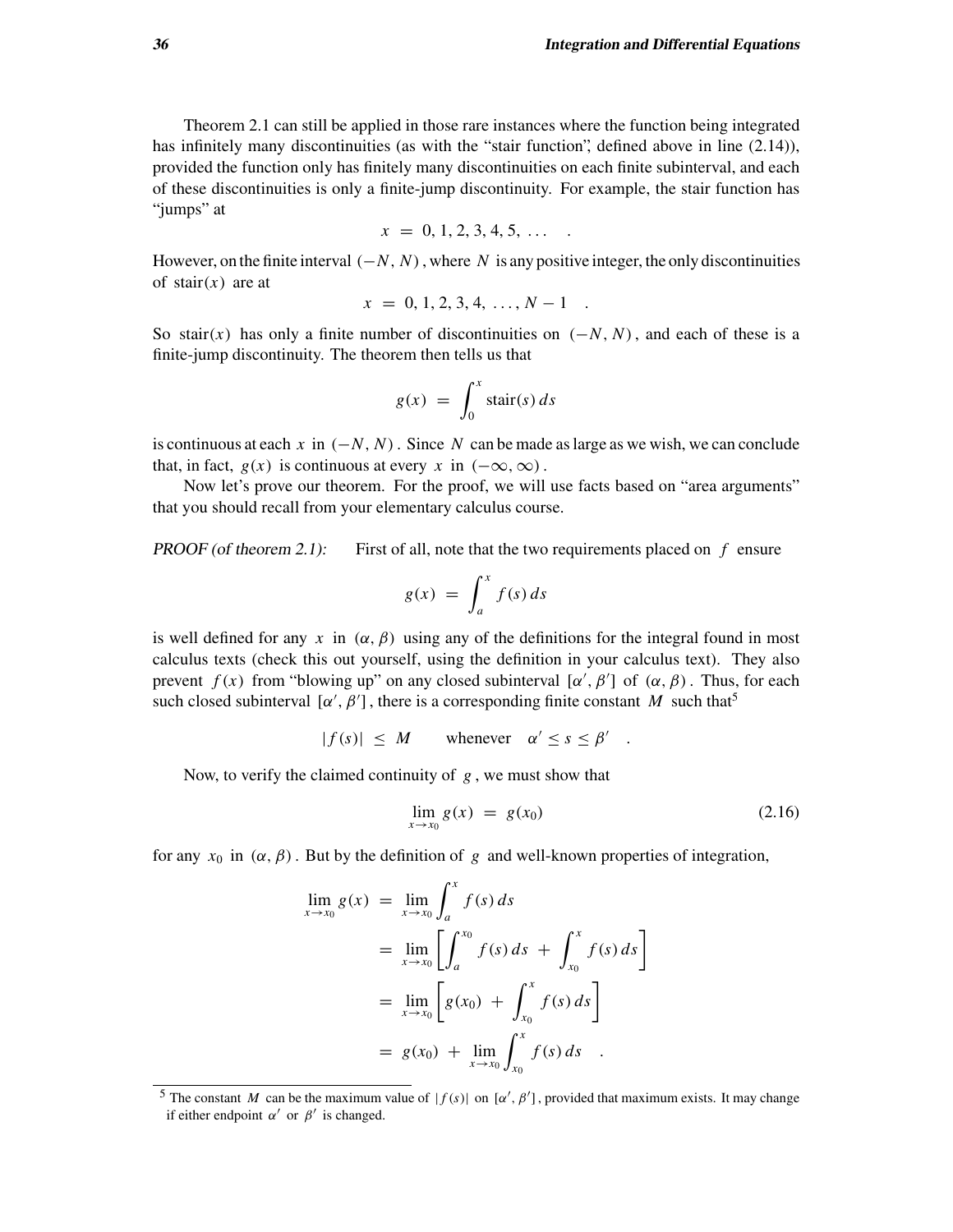Theorem 2.1 can still be applied in those rare instances where the function being integrated has infinitely many discontinuities (as with the "stair function", defined above in line (2.14)), provided the function only has finitely many discontinuities on each finite subinterval, and each of these discontinuities is only a finite-jump discontinuity. For example, the stair function has "jumps" at

$$x = 0, 1, 2, 3, 4, 5, \ldots \quad .$$

However, on the finite interval $(-N, N)$, where $N$ is any positive integer, the only discontinuities of $\operatorname{stair}(x)$ are at

$$x = 0, 1, 2, 3, 4, \ldots, N-1 \quad .$$

So $\operatorname{stair}(x)$ has only a finite number of discontinuities on $(-N, N)$, and each of these is a finite-jump discontinuity. The theorem then tells us that

$$g(x) = \int_0^x \operatorname{stair}(s)\, ds$$

is continuous at each $x$ in $(-N, N)$. Since $N$ can be made as large as we wish, we can conclude that, in fact, $g(x)$ is continuous at every $x$ in $(-\infty, \infty)$.

Now let's prove our theorem. For the proof, we will use facts based on "area arguments" that you should recall from your elementary calculus course.

*PROOF (of theorem 2.1):* First of all, note that the two requirements placed on $f$ ensure

$$g(x) = \int_a^x f(s)\, ds$$

is well defined for any $x$ in $(\alpha, \beta)$ using any of the definitions for the integral found in most calculus texts (check this out yourself, using the definition in your calculus text). They also prevent $f(x)$ from "blowing up" on any closed subinterval $[\alpha', \beta']$ of $(\alpha, \beta)$. Thus, for each such closed subinterval $[\alpha', \beta']$, there is a corresponding finite constant $M$ such that[5]

$$|f(s)| \leq M \qquad \text{whenever} \quad \alpha' \leq s \leq \beta' \quad .$$

Now, to verify the claimed continuity of $g$, we must show that

$$\lim_{x \to x_0} g(x) = g(x_0) \tag{2.16}$$

for any $x_0$ in $(\alpha, \beta)$. But by the definition of $g$ and well-known properties of integration,

$$\begin{aligned}
\lim_{x \to x_0} g(x) &= \lim_{x \to x_0} \int_a^x f(s)\, ds \\
&= \lim_{x \to x_0} \left[ \int_a^{x_0} f(s)\, ds + \int_{x_0}^x f(s)\, ds \right] \\
&= \lim_{x \to x_0} \left[ g(x_0) + \int_{x_0}^x f(s)\, ds \right] \\
&= g(x_0) + \lim_{x \to x_0} \int_{x_0}^x f(s)\, ds \quad .
\end{aligned}$$

[5] The constant $M$ can be the maximum value of $|f(s)|$ on $[\alpha', \beta']$, provided that maximum exists. It may change if either endpoint $\alpha'$ or $\beta'$ is changed.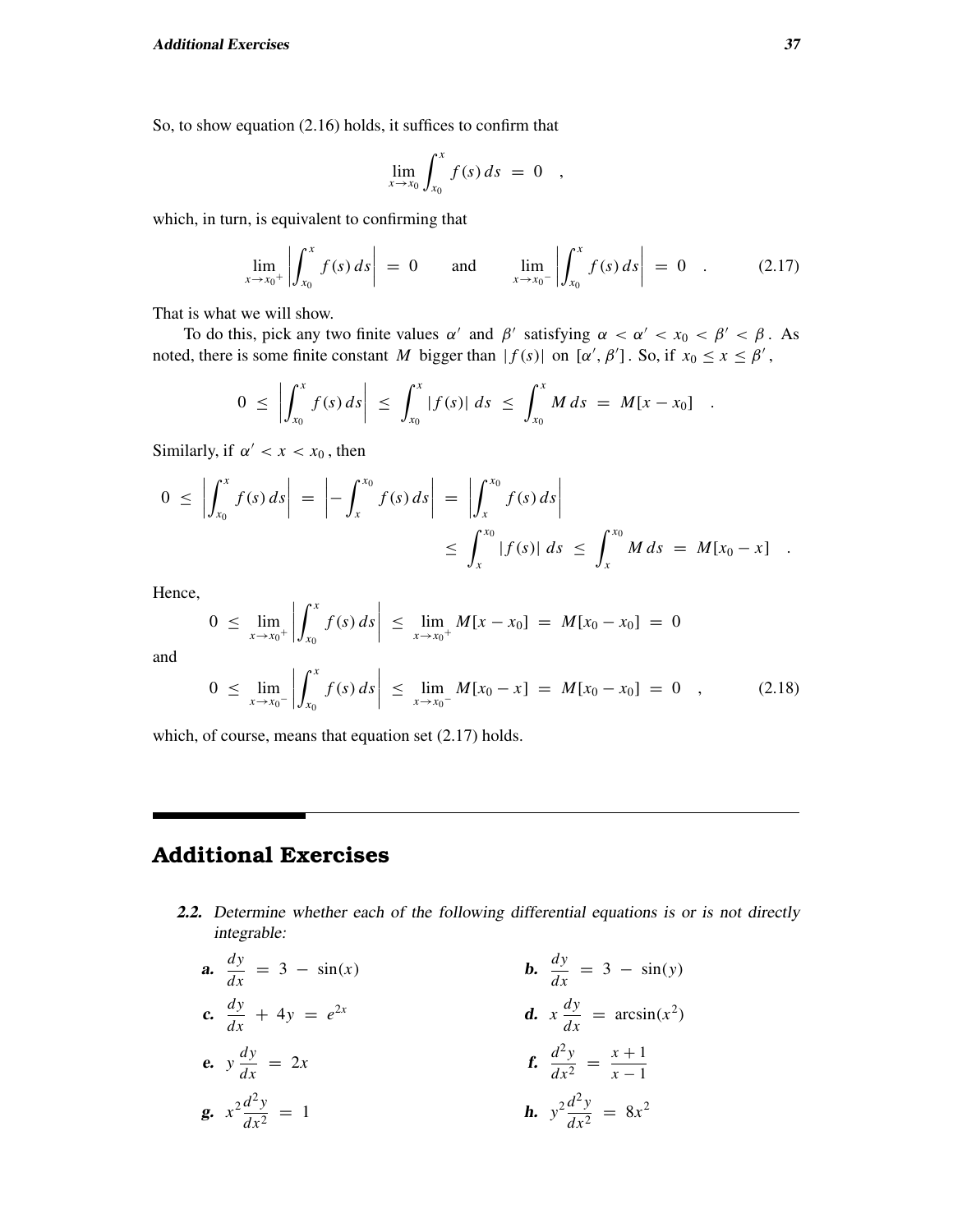So, to show equation (2.16) holds, it suffices to confirm that

$$\lim_{x \to x_0} \int_{x_0}^{x} f(s)\,ds = 0 \quad ,$$

which, in turn, is equivalent to confirming that

$$\lim_{x \to x_0^+} \left| \int_{x_0}^{x} f(s)\,ds \right| = 0 \qquad \text{and} \qquad \lim_{x \to x_0^-} \left| \int_{x_0}^{x} f(s)\,ds \right| = 0 \quad . \tag{2.17}$$

That is what we will show.

To do this, pick any two finite values $\alpha'$ and $\beta'$ satisfying $\alpha < \alpha' < x_0 < \beta' < \beta$. As noted, there is some finite constant $M$ bigger than $|f(s)|$ on $[\alpha', \beta']$. So, if $x_0 \leq x \leq \beta'$,

$$0 \leq \left| \int_{x_0}^{x} f(s)\,ds \right| \leq \int_{x_0}^{x} |f(s)|\,ds \leq \int_{x_0}^{x} M\,ds = M[x - x_0] \quad .$$

Similarly, if $\alpha' < x < x_0$, then

$$\begin{aligned} 0 \leq \left| \int_{x_0}^{x} f(s)\,ds \right| = \left| -\int_{x}^{x_0} f(s)\,ds \right| &= \left| \int_{x}^{x_0} f(s)\,ds \right| \\ &\leq \int_{x}^{x_0} |f(s)|\,ds \leq \int_{x}^{x_0} M\,ds = M[x_0 - x] \quad . \end{aligned}$$

Hence,

$$0 \leq \lim_{x \to x_0^+} \left| \int_{x_0}^{x} f(s)\,ds \right| \leq \lim_{x \to x_0^+} M[x - x_0] = M[x_0 - x_0] = 0$$

and

$$0 \leq \lim_{x \to x_0^-} \left| \int_{x_0}^{x} f(s)\,ds \right| \leq \lim_{x \to x_0^-} M[x_0 - x] = M[x_0 - x_0] = 0 \quad , \tag{2.18}$$

which, of course, means that equation set (2.17) holds.

## Additional Exercises

**2.2.** Determine whether each of the following differential equations is or is not directly integrable:

**a.** $\dfrac{dy}{dx} = 3 - \sin(x)$

**b.** $\dfrac{dy}{dx} = 3 - \sin(y)$

**c.** $\dfrac{dy}{dx} + 4y = e^{2x}$

**d.** $x\dfrac{dy}{dx} = \arcsin(x^2)$

**e.** $y\dfrac{dy}{dx} = 2x$

**f.** $\dfrac{d^2y}{dx^2} = \dfrac{x+1}{x-1}$

**g.** $x^2\dfrac{d^2y}{dx^2} = 1$

**h.** $y^2\dfrac{d^2y}{dx^2} = 8x^2$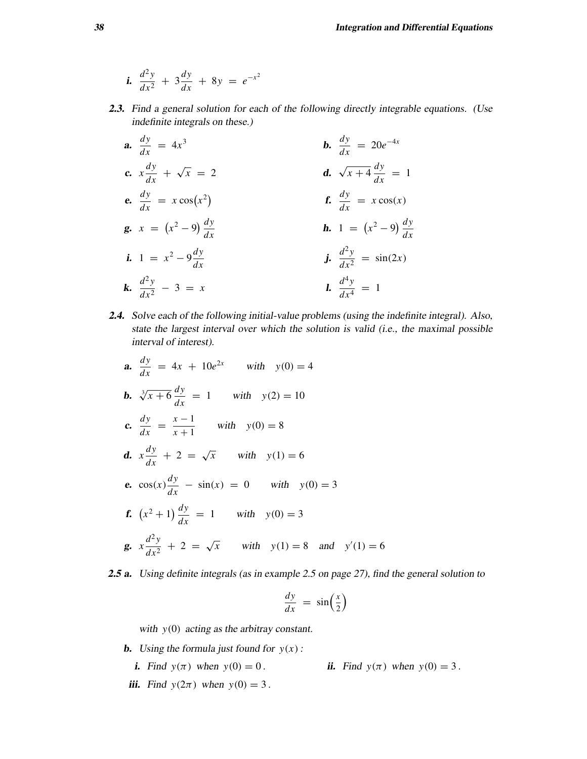**i.** $\dfrac{d^2y}{dx^2} + 3\dfrac{dy}{dx} + 8y = e^{-x^2}$

***2.3.*** *Find a general solution for each of the following directly integrable equations. (Use indefinite integrals on these.)*

**a.** $\dfrac{dy}{dx} = 4x^3$

***b.*** $\dfrac{dy}{dx} = 20e^{-4x}$

**c.** $x\dfrac{dy}{dx} + \sqrt{x} = 2$

***d.*** $\sqrt{x+4}\,\dfrac{dy}{dx} = 1$

**e.** $\dfrac{dy}{dx} = x\cos(x^2)$

***f.*** $\dfrac{dy}{dx} = x\cos(x)$

**g.** $x = (x^2 - 9)\dfrac{dy}{dx}$

***h.*** $1 = (x^2 - 9)\dfrac{dy}{dx}$

***i.*** $1 = x^2 - 9\dfrac{dy}{dx}$

***j.*** $\dfrac{d^2y}{dx^2} = \sin(2x)$

***k.*** $\dfrac{d^2y}{dx^2} - 3 = x$

***l.*** $\dfrac{d^4y}{dx^4} = 1$

***2.4.*** *Solve each of the following initial-value problems (using the indefinite integral). Also, state the largest interval over which the solution is valid (i.e., the maximal possible interval of interest).*

**a.** $\dfrac{dy}{dx} = 4x + 10e^{2x}$ *with* $y(0) = 4$

**b.** $\sqrt[3]{x+6}\,\dfrac{dy}{dx} = 1$ *with* $y(2) = 10$

**c.** $\dfrac{dy}{dx} = \dfrac{x-1}{x+1}$ *with* $y(0) = 8$

**d.** $x\dfrac{dy}{dx} + 2 = \sqrt{x}$ *with* $y(1) = 6$

**e.** $\cos(x)\dfrac{dy}{dx} - \sin(x) = 0$ *with* $y(0) = 3$

***f.*** $(x^2 + 1)\dfrac{dy}{dx} = 1$ *with* $y(0) = 3$

**g.** $x\dfrac{d^2y}{dx^2} + 2 = \sqrt{x}$ *with* $y(1) = 8$ *and* $y'(1) = 6$

***2.5 a.*** *Using definite integrals (as in example 2.5 on page 27), find the general solution to*

$$\frac{dy}{dx} = \sin\left(\frac{x}{2}\right)$$

*with* $y(0)$ *acting as the arbitray constant.*

***b.*** *Using the formula just found for* $y(x)$ *:*

***i.*** *Find* $y(\pi)$ *when* $y(0) = 0$ *.*

***ii.*** *Find* $y(\pi)$ *when* $y(0) = 3$ *.*

***iii.*** *Find* $y(2\pi)$ *when* $y(0) = 3$ *.*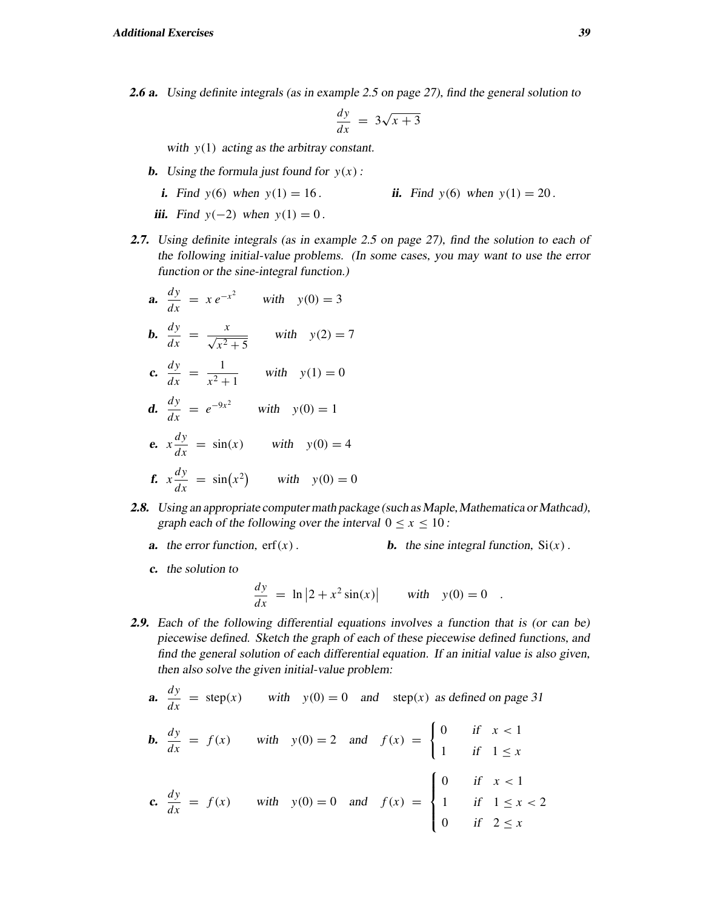**2.6 a.** *Using definite integrals (as in example 2.5 on page 27), find the general solution to*

$$\frac{dy}{dx} = 3\sqrt{x+3}$$

*with* $y(1)$ *acting as the arbitray constant.*

**b.** *Using the formula just found for* $y(x)$ *:*

**i.** *Find* $y(6)$ *when* $y(1) = 16$ *.*

**ii.** *Find* $y(6)$ *when* $y(1) = 20$ *.*

**iii.** *Find* $y(-2)$ *when* $y(1) = 0$ *.*

**2.7.** *Using definite integrals (as in example 2.5 on page 27), find the solution to each of the following initial-value problems. (In some cases, you may want to use the error function or the sine-integral function.)*

**a.** $\dfrac{dy}{dx} = x\,e^{-x^2}$ *with* $y(0) = 3$

**b.** $\dfrac{dy}{dx} = \dfrac{x}{\sqrt{x^2+5}}$ *with* $y(2) = 7$

**c.** $\dfrac{dy}{dx} = \dfrac{1}{x^2+1}$ *with* $y(1) = 0$

**d.** $\dfrac{dy}{dx} = e^{-9x^2}$ *with* $y(0) = 1$

**e.** $x\dfrac{dy}{dx} = \sin(x)$ *with* $y(0) = 4$

**f.** $x\dfrac{dy}{dx} = \sin(x^2)$ *with* $y(0) = 0$

**2.8.** *Using an appropriate computer math package (such as Maple, Mathematica or Mathcad), graph each of the following over the interval* $0 \le x \le 10$ *:*

**a.** *the error function,* $\operatorname{erf}(x)$ *.*

**b.** *the sine integral function,* $\operatorname{Si}(x)$ *.*

**c.** *the solution to*

$$\frac{dy}{dx} = \ln\left|2 + x^2\sin(x)\right| \qquad \text{with} \quad y(0) = 0 \quad .$$

**2.9.** *Each of the following differential equations involves a function that is (or can be) piecewise defined. Sketch the graph of each of these piecewise defined functions, and find the general solution of each differential equation. If an initial value is also given, then also solve the given initial-value problem:*

**a.** $\dfrac{dy}{dx} = \operatorname{step}(x)$ *with* $y(0) = 0$ *and* $\operatorname{step}(x)$ *as defined on page 31*

**b.** $\dfrac{dy}{dx} = f(x)$ *with* $y(0) = 2$ *and* $f(x) = \begin{cases} 0 & \text{if } \ x < 1 \\ 1 & \text{if } \ 1 \le x \end{cases}$

**c.** $\dfrac{dy}{dx} = f(x)$ *with* $y(0) = 0$ *and* $f(x) = \begin{cases} 0 & \text{if } \ x < 1 \\ 1 & \text{if } \ 1 \le x < 2 \\ 0 & \text{if } \ 2 \le x \end{cases}$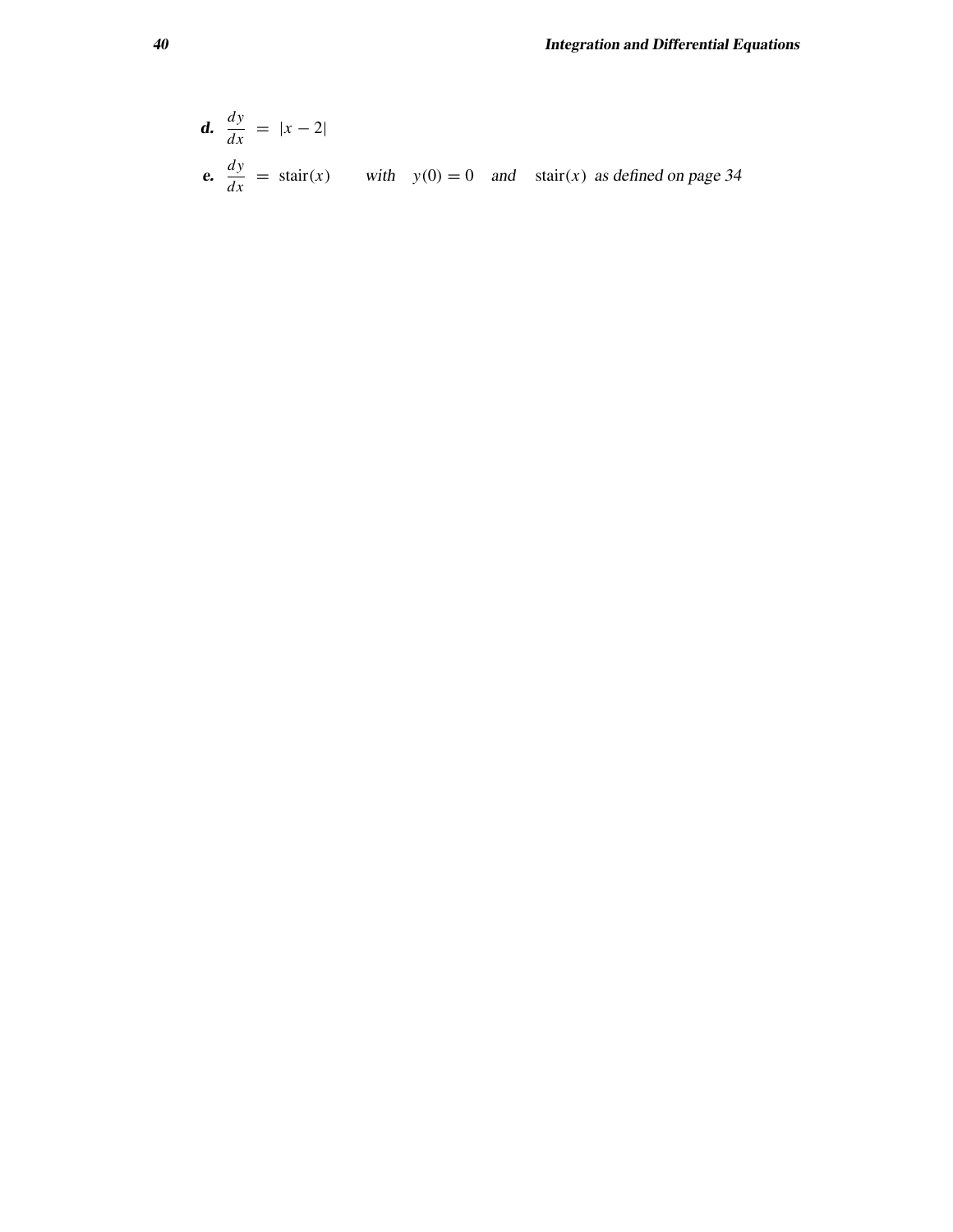**d.** $\dfrac{dy}{dx} = |x - 2|$

**e.** $\dfrac{dy}{dx} = \text{stair}(x)$ *with* $y(0) = 0$ *and* $\text{stair}(x)$ *as defined on page 34*